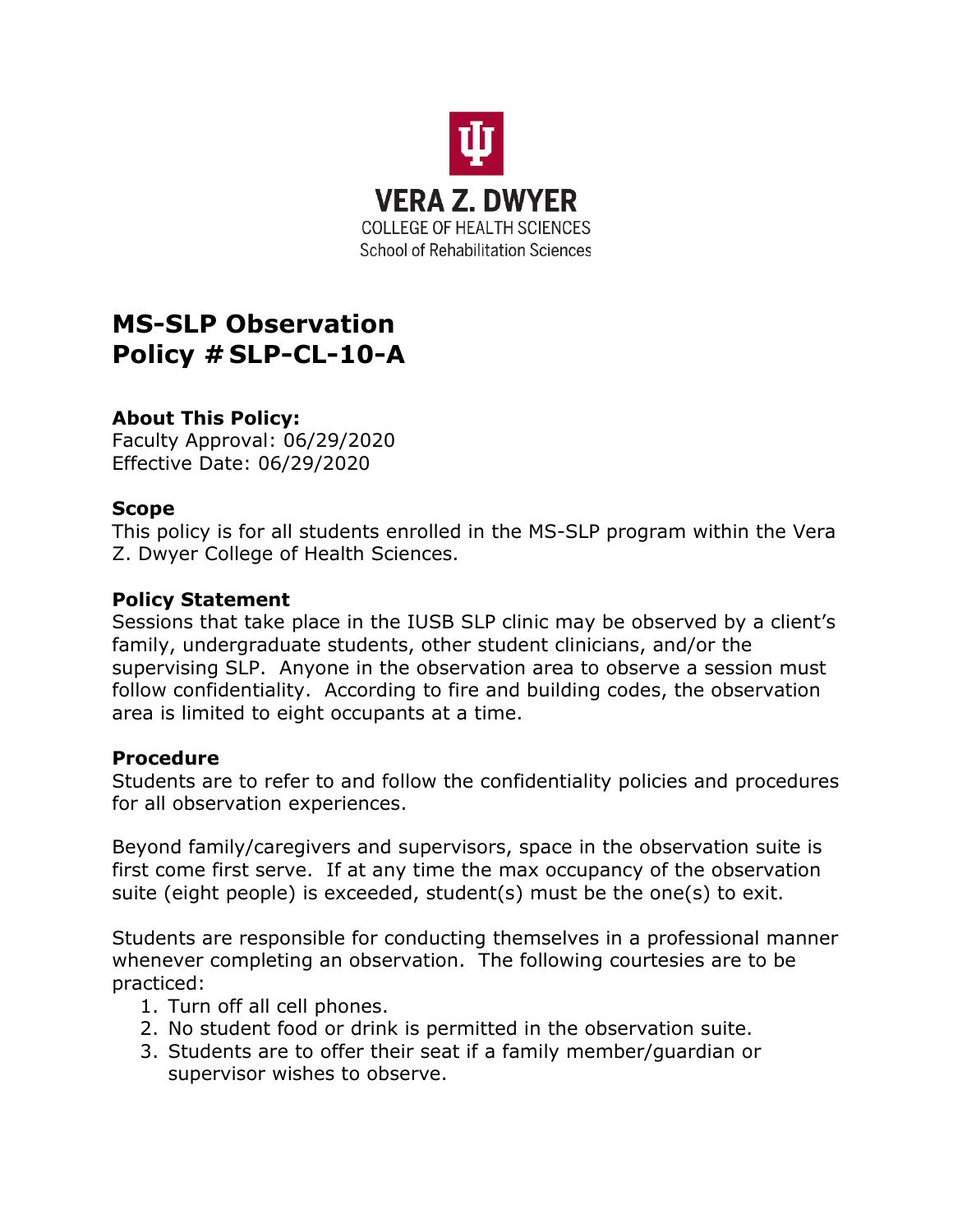VERA Z. DWYER
COLLEGE OF HEALTH SCIENCES
School of Rehabilitation Sciences

# MS-SLP Observation
# Policy # SLP-CL-10-A

### About This Policy:

Faculty Approval: 06/29/2020
Effective Date: 06/29/2020

### Scope

This policy is for all students enrolled in the MS-SLP program within the Vera Z. Dwyer College of Health Sciences.

### Policy Statement

Sessions that take place in the IUSB SLP clinic may be observed by a client's family, undergraduate students, other student clinicians, and/or the supervising SLP. Anyone in the observation area to observe a session must follow confidentiality. According to fire and building codes, the observation area is limited to eight occupants at a time.

### Procedure

Students are to refer to and follow the confidentiality policies and procedures for all observation experiences.

Beyond family/caregivers and supervisors, space in the observation suite is first come first serve. If at any time the max occupancy of the observation suite (eight people) is exceeded, student(s) must be the one(s) to exit.

Students are responsible for conducting themselves in a professional manner whenever completing an observation. The following courtesies are to be practiced:

1. Turn off all cell phones.
2. No student food or drink is permitted in the observation suite.
3. Students are to offer their seat if a family member/guardian or supervisor wishes to observe.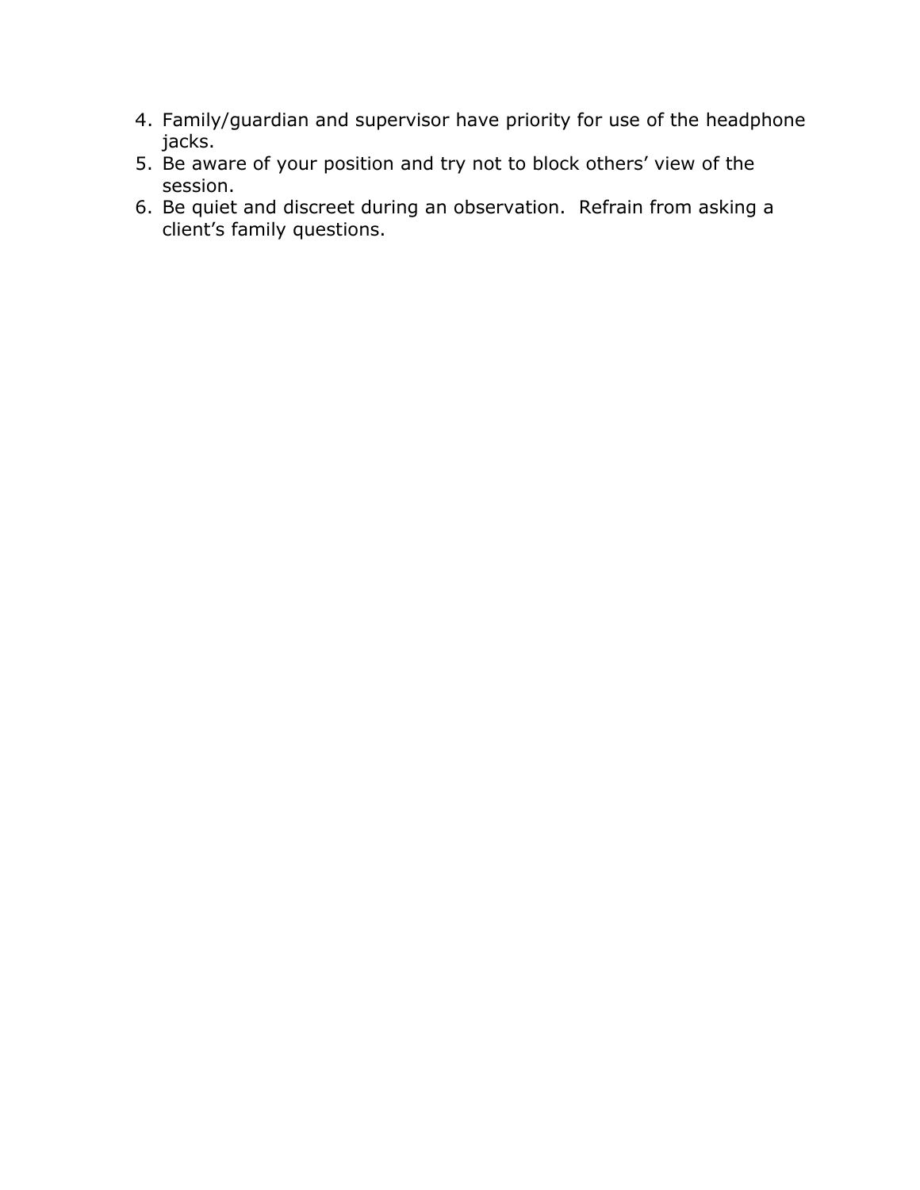4. Family/guardian and supervisor have priority for use of the headphone jacks.
5. Be aware of your position and try not to block others' view of the session.
6. Be quiet and discreet during an observation.  Refrain from asking a client's family questions.